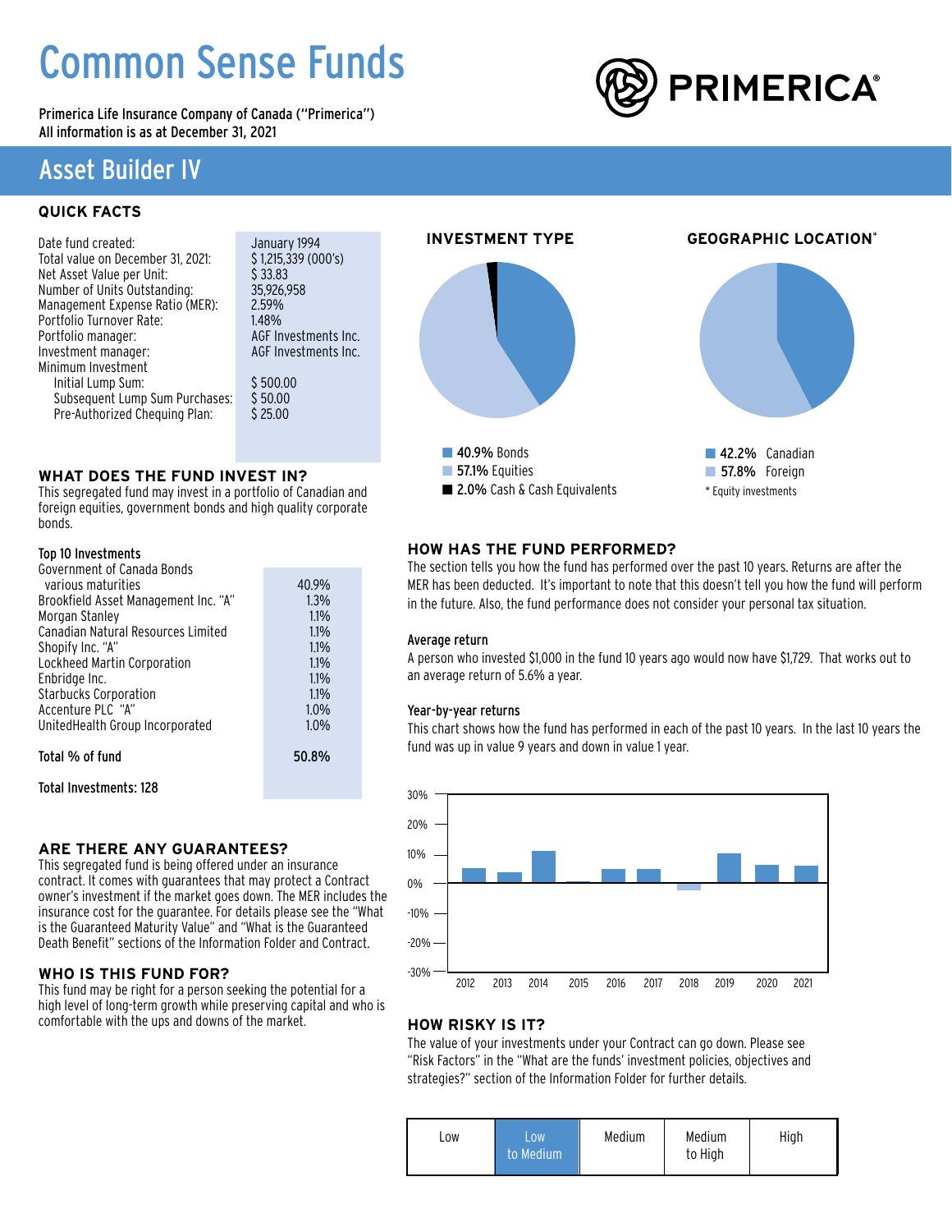# Common Sense Funds

Primerica Life Insurance Company of Canada ("Primerica")
All information is as at December 31, 2021

PRIMERICA®

## Asset Builder IV

### QUICK FACTS

| | |
|---|---|
| Date fund created: | January 1994 |
| Total value on December 31, 2021: | $ 1,215,339 (000's) |
| Net Asset Value per Unit: | $ 33.83 |
| Number of Units Outstanding: | 35,926,958 |
| Management Expense Ratio (MER): | 2.59% |
| Portfolio Turnover Rate: | 1.48% |
| Portfolio manager: | AGF Investments Inc. |
| Investment manager: | AGF Investments Inc. |
| Minimum Investment | |
| Initial Lump Sum: | $ 500.00 |
| Subsequent Lump Sum Purchases: | $ 50.00 |
| Pre-Authorized Chequing Plan: | $ 25.00 |

### WHAT DOES THE FUND INVEST IN?

This segregated fund may invest in a portfolio of Canadian and foreign equities, government bonds and high quality corporate bonds.

**Top 10 Investments**

| | |
|---|---|
| Government of Canada Bonds various maturities | 40.9% |
| Brookfield Asset Management Inc. "A" | 1.3% |
| Morgan Stanley | 1.1% |
| Canadian Natural Resources Limited | 1.1% |
| Shopify Inc. "A" | 1.1% |
| Lockheed Martin Corporation | 1.1% |
| Enbridge Inc. | 1.1% |
| Starbucks Corporation | 1.1% |
| Accenture PLC "A" | 1.0% |
| UnitedHealth Group Incorporated | 1.0% |
| **Total % of fund** | **50.8%** |

**Total Investments: 128**

### INVESTMENT TYPE

- **40.9%** Bonds
- **57.1%** Equities
- **2.0%** Cash & Cash Equivalents

### GEOGRAPHIC LOCATION*

- **42.2%** Canadian
- **57.8%** Foreign

\* Equity investments

### ARE THERE ANY GUARANTEES?

This segregated fund is being offered under an insurance contract. It comes with guarantees that may protect a Contract owner's investment if the market goes down. The MER includes the insurance cost for the guarantee. For details please see the "What is the Guaranteed Maturity Value" and "What is the Guaranteed Death Benefit" sections of the Information Folder and Contract.

### WHO IS THIS FUND FOR?

This fund may be right for a person seeking the potential for a high level of long-term growth while preserving capital and who is comfortable with the ups and downs of the market.

### HOW HAS THE FUND PERFORMED?

The section tells you how the fund has performed over the past 10 years. Returns are after the MER has been deducted. It's important to note that this doesn't tell you how the fund will perform in the future. Also, the fund performance does not consider your personal tax situation.

**Average return**

A person who invested $1,000 in the fund 10 years ago would now have $1,729. That works out to an average return of 5.6% a year.

**Year-by-year returns**

This chart shows how the fund has performed in each of the past 10 years. In the last 10 years the fund was up in value 9 years and down in value 1 year.

### HOW RISKY IS IT?

The value of your investments under your Contract can go down. Please see "Risk Factors" in the "What are the funds' investment policies, objectives and strategies?" section of the Information Folder for further details.

| Low | **Low to Medium** | Medium | Medium to High | High |
|---|---|---|---|---|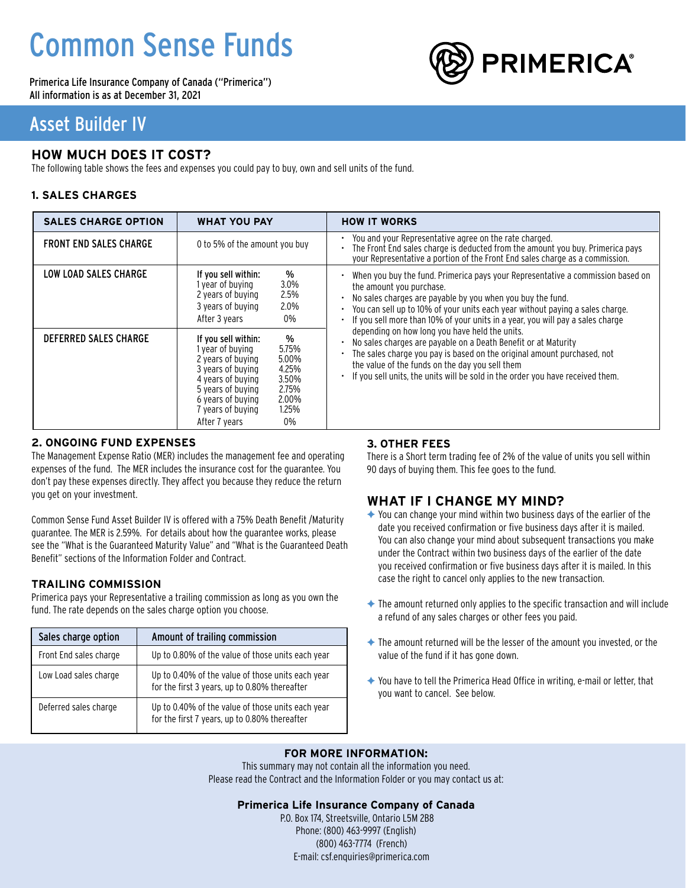# Common Sense Funds

Primerica Life Insurance Company of Canada ("Primerica")
All information is as at December 31, 2021

## Asset Builder IV

### HOW MUCH DOES IT COST?

The following table shows the fees and expenses you could pay to buy, own and sell units of the fund.

#### 1. SALES CHARGES

| SALES CHARGE OPTION | WHAT YOU PAY | HOW IT WORKS |
|---|---|---|
| FRONT END SALES CHARGE | 0 to 5% of the amount you buy | • You and your Representative agree on the rate charged.<br>• The Front End sales charge is deducted from the amount you buy. Primerica pays your Representative a portion of the Front End sales charge as a commission. |
| LOW LOAD SALES CHARGE | If you sell within: % <br>1 year of buying 3.0%<br>2 years of buying 2.5%<br>3 years of buying 2.0%<br>After 3 years 0% | • When you buy the fund. Primerica pays your Representative a commission based on the amount you purchase.<br>• No sales charges are payable by you when you buy the fund.<br>• You can sell up to 10% of your units each year without paying a sales charge.<br>• If you sell more than 10% of your units in a year, you will pay a sales charge depending on how long you have held the units.<br>• No sales charges are payable on a Death Benefit or at Maturity<br>• The sales charge you pay is based on the original amount purchased, not the value of the funds on the day you sell them<br>• If you sell units, the units will be sold in the order you have received them. |
| DEFERRED SALES CHARGE | If you sell within: % <br>1 year of buying 5.75%<br>2 years of buying 5.00%<br>3 years of buying 4.25%<br>4 years of buying 3.50%<br>5 years of buying 2.75%<br>6 years of buying 2.00%<br>7 years of buying 1.25%<br>After 7 years 0% | |

#### 2. ONGOING FUND EXPENSES

The Management Expense Ratio (MER) includes the management fee and operating expenses of the fund. The MER includes the insurance cost for the guarantee. You don't pay these expenses directly. They affect you because they reduce the return you get on your investment.

Common Sense Fund Asset Builder IV is offered with a 75% Death Benefit /Maturity guarantee. The MER is 2.59%. For details about how the guarantee works, please see the "What is the Guaranteed Maturity Value" and "What is the Guaranteed Death Benefit" sections of the Information Folder and Contract.

#### TRAILING COMMISSION

Primerica pays your Representative a trailing commission as long as you own the fund. The rate depends on the sales charge option you choose.

| Sales charge option | Amount of trailing commission |
|---|---|
| Front End sales charge | Up to 0.80% of the value of those units each year |
| Low Load sales charge | Up to 0.40% of the value of those units each year for the first 3 years, up to 0.80% thereafter |
| Deferred sales charge | Up to 0.40% of the value of those units each year for the first 7 years, up to 0.80% thereafter |

#### 3. OTHER FEES

There is a Short term trading fee of 2% of the value of units you sell within 90 days of buying them. This fee goes to the fund.

### WHAT IF I CHANGE MY MIND?

- You can change your mind within two business days of the earlier of the date you received confirmation or five business days after it is mailed. You can also change your mind about subsequent transactions you make under the Contract within two business days of the earlier of the date you received confirmation or five business days after it is mailed. In this case the right to cancel only applies to the new transaction.
- The amount returned only applies to the specific transaction and will include a refund of any sales charges or other fees you paid.
- The amount returned will be the lesser of the amount you invested, or the value of the fund if it has gone down.
- You have to tell the Primerica Head Office in writing, e-mail or letter, that you want to cancel. See below.

**FOR MORE INFORMATION:**

This summary may not contain all the information you need.
Please read the Contract and the Information Folder or you may contact us at:

**Primerica Life Insurance Company of Canada**
P.O. Box 174, Streetsville, Ontario L5M 2B8
Phone: (800) 463-9997 (English)
(800) 463-7774 (French)
E-mail: csf.enquiries@primerica.com